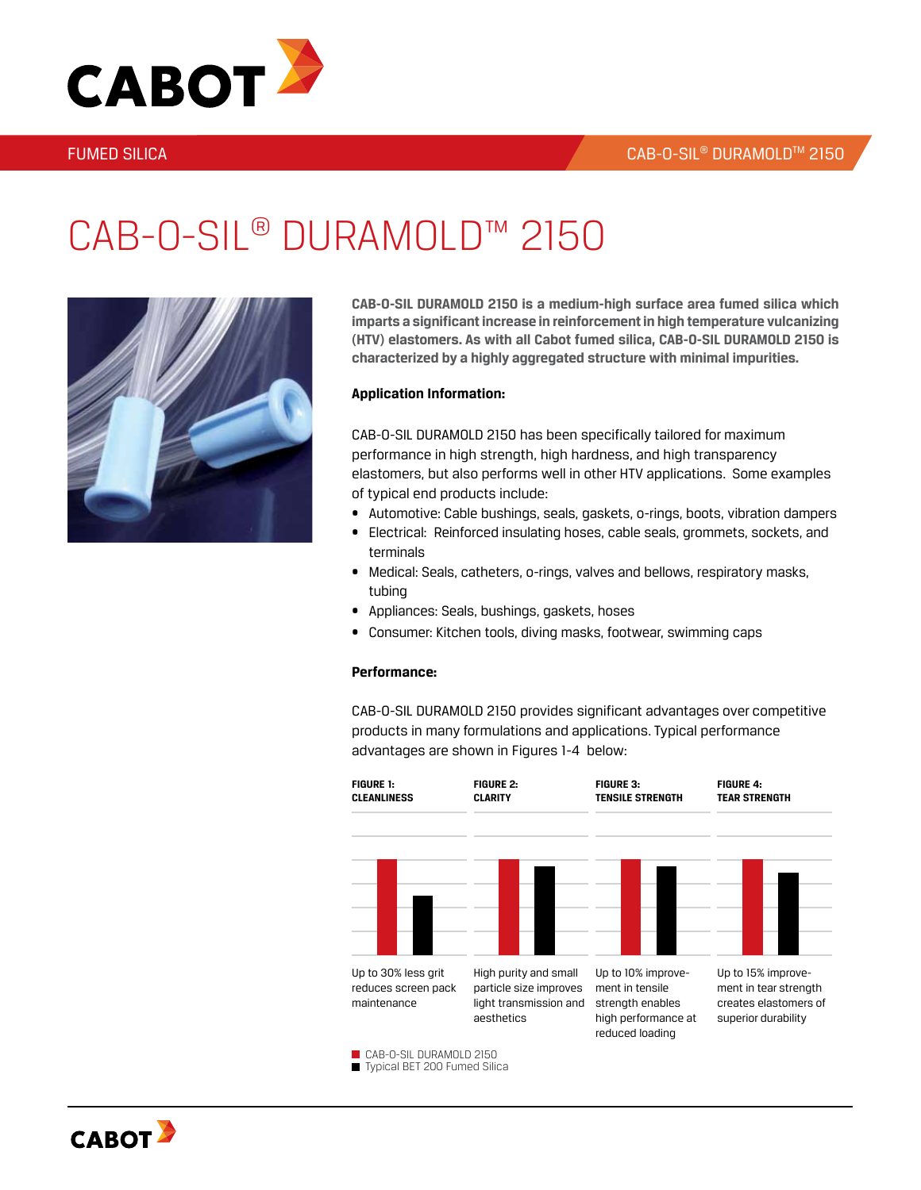FUMED SILICA

CAB-O-SIL® DURAMOLD™ 2150

# CAB-O-SIL® DURAMOLD™ 2150

**CAB-O-SIL DURAMOLD 2150 is a medium-high surface area fumed silica which imparts a significant increase in reinforcement in high temperature vulcanizing (HTV) elastomers. As with all Cabot fumed silica, CAB-O-SIL DURAMOLD 2150 is characterized by a highly aggregated structure with minimal impurities.**

**Application Information:**

CAB-O-SIL DURAMOLD 2150 has been specifically tailored for maximum performance in high strength, high hardness, and high transparency elastomers, but also performs well in other HTV applications. Some examples of typical end products include:

- Automotive: Cable bushings, seals, gaskets, o-rings, boots, vibration dampers
- Electrical: Reinforced insulating hoses, cable seals, grommets, sockets, and terminals
- Medical: Seals, catheters, o-rings, valves and bellows, respiratory masks, tubing
- Appliances: Seals, bushings, gaskets, hoses
- Consumer: Kitchen tools, diving masks, footwear, swimming caps

**Performance:**

CAB-O-SIL DURAMOLD 2150 provides significant advantages over competitive products in many formulations and applications. Typical performance advantages are shown in Figures 1-4 below:

**FIGURE 1: CLEANLINESS**

Up to 30% less grit reduces screen pack maintenance

**FIGURE 2: CLARITY**

High purity and small particle size improves light transmission and aesthetics

**FIGURE 3: TENSILE STRENGTH**

Up to 10% improvement in tensile strength enables high performance at reduced loading

**FIGURE 4: TEAR STRENGTH**

Up to 15% improvement in tear strength creates elastomers of superior durability

■ CAB-O-SIL DURAMOLD 2150
■ Typical BET 200 Fumed Silica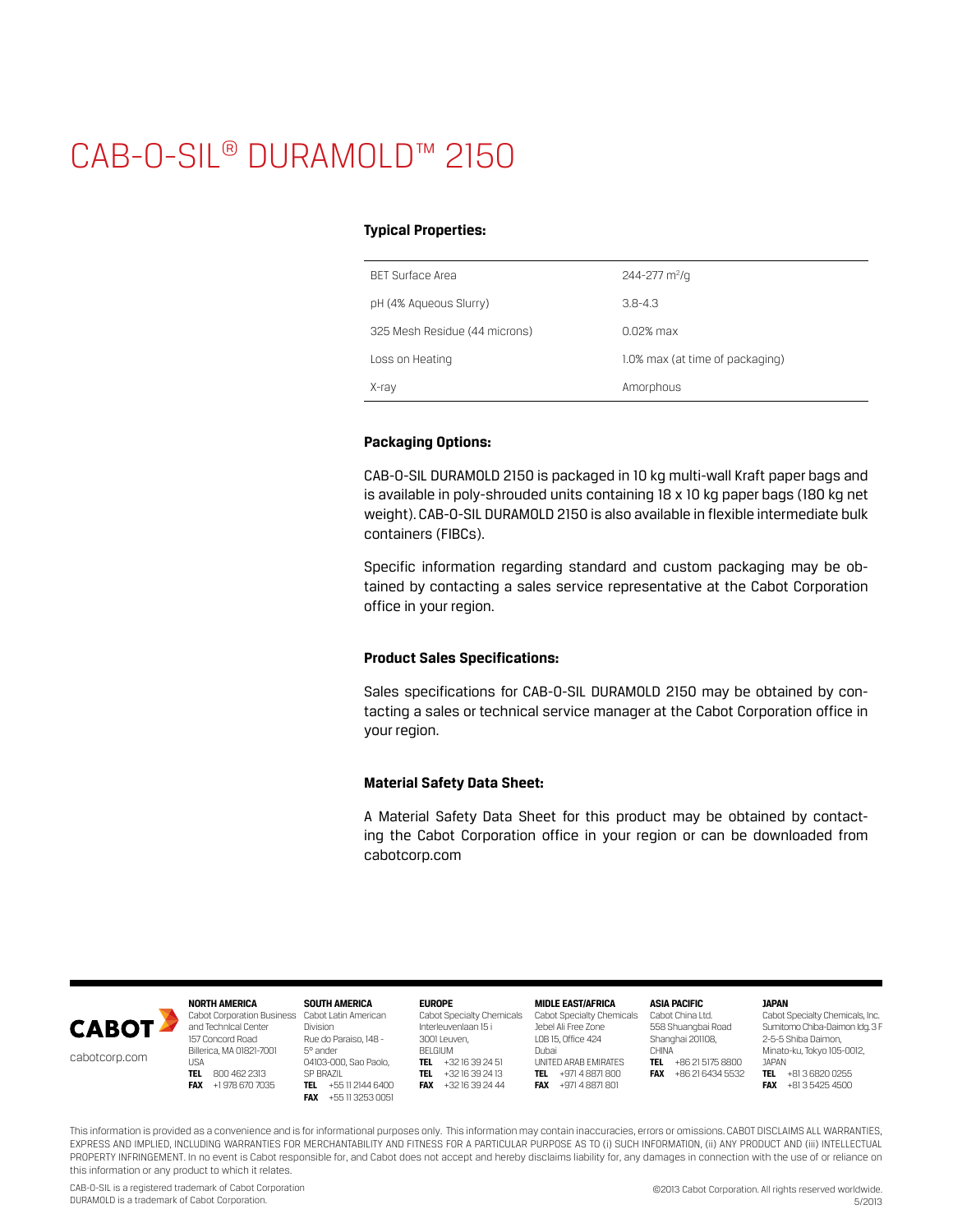# CAB-O-SIL® DURAMOLD™ 2150

### Typical Properties:

| | |
|---|---|
| BET Surface Area | 244-277 $m^2/g$ |
| pH (4% Aqueous Slurry) | 3.8-4.3 |
| 325 Mesh Residue (44 microns) | 0.02% max |
| Loss on Heating | 1.0% max (at time of packaging) |
| X-ray | Amorphous |

### Packaging Options:

CAB-O-SIL DURAMOLD 2150 is packaged in 10 kg multi-wall Kraft paper bags and is available in poly-shrouded units containing 18 x 10 kg paper bags (180 kg net weight). CAB-O-SIL DURAMOLD 2150 is also available in flexible intermediate bulk containers (FIBCs).

Specific information regarding standard and custom packaging may be obtained by contacting a sales service representative at the Cabot Corporation office in your region.

### Product Sales Specifications:

Sales specifications for CAB-O-SIL DURAMOLD 2150 may be obtained by contacting a sales or technical service manager at the Cabot Corporation office in your region.

### Material Safety Data Sheet:

A Material Safety Data Sheet for this product may be obtained by contacting the Cabot Corporation office in your region or can be downloaded from cabotcorp.com

CABOT

cabotcorp.com

**NORTH AMERICA**
Cabot Corporation Business and Technical Center
157 Concord Road
Billerica, MA 01821-7001
USA
**TEL** 800 462 2313
**FAX** +1 978 670 7035

**SOUTH AMERICA**
Cabot Latin American Division
Rue do Paraiso, 148 - 5º ander
04103-000, Sao Paolo, SP BRAZIL
**TEL** +55 11 2144 6400
**FAX** +55 11 3253 0051

**EUROPE**
Cabot Specialty Chemicals
Interleuvenlaan 15 i
3001 Leuven,
BELGIUM
**TEL** +32 16 39 24 51
**TEL** +32 16 39 24 13
**FAX** +32 16 39 24 44

**MIDLE EAST/AFRICA**
Cabot Specialty Chemicals
Jebel Ali Free Zone
LOB 15, Office 424
Dubai
UNITED ARAB EMIRATES
**TEL** +971 4 8871 800
**FAX** +971 4 8871 801

**ASIA PACIFIC**
Cabot China Ltd.
558 Shuangbai Road
Shanghai 201108,
CHINA
**TEL** +86 21 5175 8800
**FAX** +86 21 6434 5532

**JAPAN**
Cabot Specialty Chemicals, Inc.
Sumitomo Chiba-Daimon ldg.3 F
2-5-5 Shiba Daimon,
Minato-ku, Tokyo 105-0012,
JAPAN
**TEL** +81 3 6820 0255
**FAX** +81 3 5425 4500

This information is provided as a convenience and is for informational purposes only. This information may contain inaccuracies, errors or omissions. CABOT DISCLAIMS ALL WARRANTIES, EXPRESS AND IMPLIED, INCLUDING WARRANTIES FOR MERCHANTABILITY AND FITNESS FOR A PARTICULAR PURPOSE AS TO (i) SUCH INFORMATION, (ii) ANY PRODUCT AND (iii) INTELLECTUAL PROPERTY INFRINGEMENT. In no event is Cabot responsible for, and Cabot does not accept and hereby disclaims liability for, any damages in connection with the use of or reliance on this information or any product to which it relates.

CAB-O-SIL is a registered trademark of Cabot Corporation
DURAMOLD is a trademark of Cabot Corporation.

©2013 Cabot Corporation. All rights reserved worldwide.
5/2013